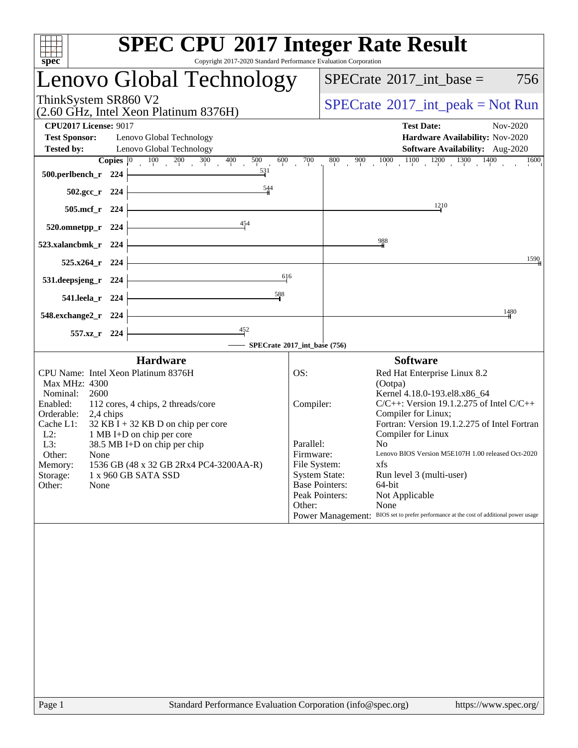# SPEC CPU 2017 Integer Rate Result

Copyright 2017-2020 Standard Performance Evaluation Corporation

## Lenovo Global Technology

ThinkSystem SR860 V2
(2.60 GHz, Intel Xeon Platinum 8376H)

SPECrate 2017_int_base = 756

SPECrate 2017_int_peak = Not Run

**CPU2017 License:** 9017
**Test Sponsor:** Lenovo Global Technology
**Tested by:** Lenovo Global Technology

**Test Date:** Nov-2020
**Hardware Availability:** Nov-2020
**Software Availability:** Aug-2020

| Benchmark | Copies | Base |
|---|---|---|
| 500.perlbench_r | 224 | 531 |
| 502.gcc_r | 224 | 544 |
| 505.mcf_r | 224 | 1210 |
| 520.omnetpp_r | 224 | 454 |
| 523.xalancbmk_r | 224 | 988 |
| 525.x264_r | 224 | 1590 |
| 531.deepsjeng_r | 224 | 616 |
| 541.leela_r | 224 | 588 |
| 548.exchange2_r | 224 | 1480 |
| 557.xz_r | 224 | 452 |

SPECrate 2017_int_base (756)

### Hardware

| | |
|---|---|
| CPU Name: | Intel Xeon Platinum 8376H |
| Max MHz: | 4300 |
| Nominal: | 2600 |
| Enabled: | 112 cores, 4 chips, 2 threads/core |
| Orderable: | 2,4 chips |
| Cache L1: | 32 KB I + 32 KB D on chip per core |
| L2: | 1 MB I+D on chip per core |
| L3: | 38.5 MB I+D on chip per chip |
| Other: | None |
| Memory: | 1536 GB (48 x 32 GB 2Rx4 PC4-3200AA-R) |
| Storage: | 1 x 960 GB SATA SSD |
| Other: | None |

### Software

| | |
|---|---|
| OS: | Red Hat Enterprise Linux 8.2 (Ootpa) Kernel 4.18.0-193.el8.x86_64 |
| Compiler: | C/C++: Version 19.1.2.275 of Intel C/C++ Compiler for Linux; Fortran: Version 19.1.2.275 of Intel Fortran Compiler for Linux |
| Parallel: | No |
| Firmware: | Lenovo BIOS Version M5E107H 1.00 released Oct-2020 |
| File System: | xfs |
| System State: | Run level 3 (multi-user) |
| Base Pointers: | 64-bit |
| Peak Pointers: | Not Applicable |
| Other: | None |
| Power Management: | BIOS set to prefer performance at the cost of additional power usage |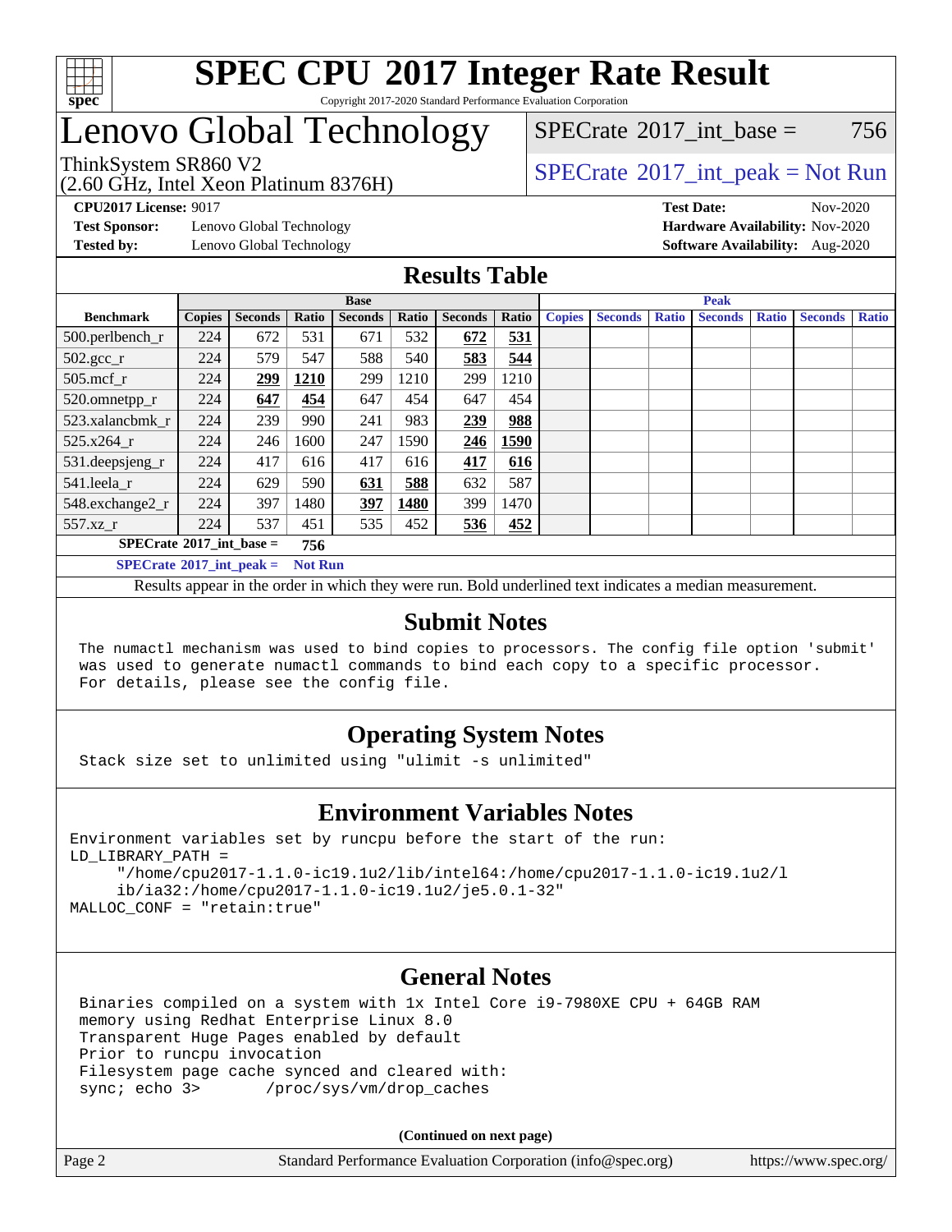# SPEC CPU 2017 Integer Rate Result

Copyright 2017-2020 Standard Performance Evaluation Corporation

## Lenovo Global Technology

ThinkSystem SR860 V2
(2.60 GHz, Intel Xeon Platinum 8376H)

SPECrate 2017_int_base = 756

SPECrate 2017_int_peak = Not Run

**CPU2017 License:** 9017
**Test Sponsor:** Lenovo Global Technology
**Tested by:** Lenovo Global Technology
**Test Date:** Nov-2020
**Hardware Availability:** Nov-2020
**Software Availability:** Aug-2020

## Results Table

| Benchmark | Base | | | | | | | Peak | | | | | | |
|---|---|---|---|---|---|---|---|---|---|---|---|---|---|---|
| | Copies | Seconds | Ratio | Seconds | Ratio | Seconds | Ratio | Copies | Seconds | Ratio | Seconds | Ratio | Seconds | Ratio |
| 500.perlbench_r | 224 | 672 | 531 | 671 | 532 | **672** | **531** | | | | | | | |
| 502.gcc_r | 224 | 579 | 547 | 588 | 540 | **583** | **544** | | | | | | | |
| 505.mcf_r | 224 | **299** | **1210** | 299 | 1210 | 299 | 1210 | | | | | | | |
| 520.omnetpp_r | 224 | **647** | **454** | 647 | 454 | 647 | 454 | | | | | | | |
| 523.xalancbmk_r | 224 | 239 | 990 | 241 | 983 | **239** | **988** | | | | | | | |
| 525.x264_r | 224 | 246 | 1600 | 247 | 1590 | **246** | **1590** | | | | | | | |
| 531.deepsjeng_r | 224 | 417 | 616 | 417 | 616 | **417** | **616** | | | | | | | |
| 541.leela_r | 224 | 629 | 590 | **631** | **588** | 632 | 587 | | | | | | | |
| 548.exchange2_r | 224 | 397 | 1480 | **397** | **1480** | 399 | 1470 | | | | | | | |
| 557.xz_r | 224 | 537 | 451 | 535 | 452 | **536** | **452** | | | | | | | |

**SPECrate 2017_int_base = 756**

**SPECrate 2017_int_peak = Not Run**

Results appear in the order in which they were run. Bold underlined text indicates a median measurement.

## Submit Notes

```
The numactl mechanism was used to bind copies to processors. The config file option 'submit'
was used to generate numactl commands to bind each copy to a specific processor.
For details, please see the config file.
```

## Operating System Notes

```
Stack size set to unlimited using "ulimit -s unlimited"
```

## Environment Variables Notes

```
Environment variables set by runcpu before the start of the run:
LD_LIBRARY_PATH =
     "/home/cpu2017-1.1.0-ic19.1u2/lib/intel64:/home/cpu2017-1.1.0-ic19.1u2/l
     ib/ia32:/home/cpu2017-1.1.0-ic19.1u2/je5.0.1-32"
MALLOC_CONF = "retain:true"
```

## General Notes

```
Binaries compiled on a system with 1x Intel Core i9-7980XE CPU + 64GB RAM
memory using Redhat Enterprise Linux 8.0
Transparent Huge Pages enabled by default
Prior to runcpu invocation
Filesystem page cache synced and cleared with:
sync; echo 3>       /proc/sys/vm/drop_caches
```

**(Continued on next page)**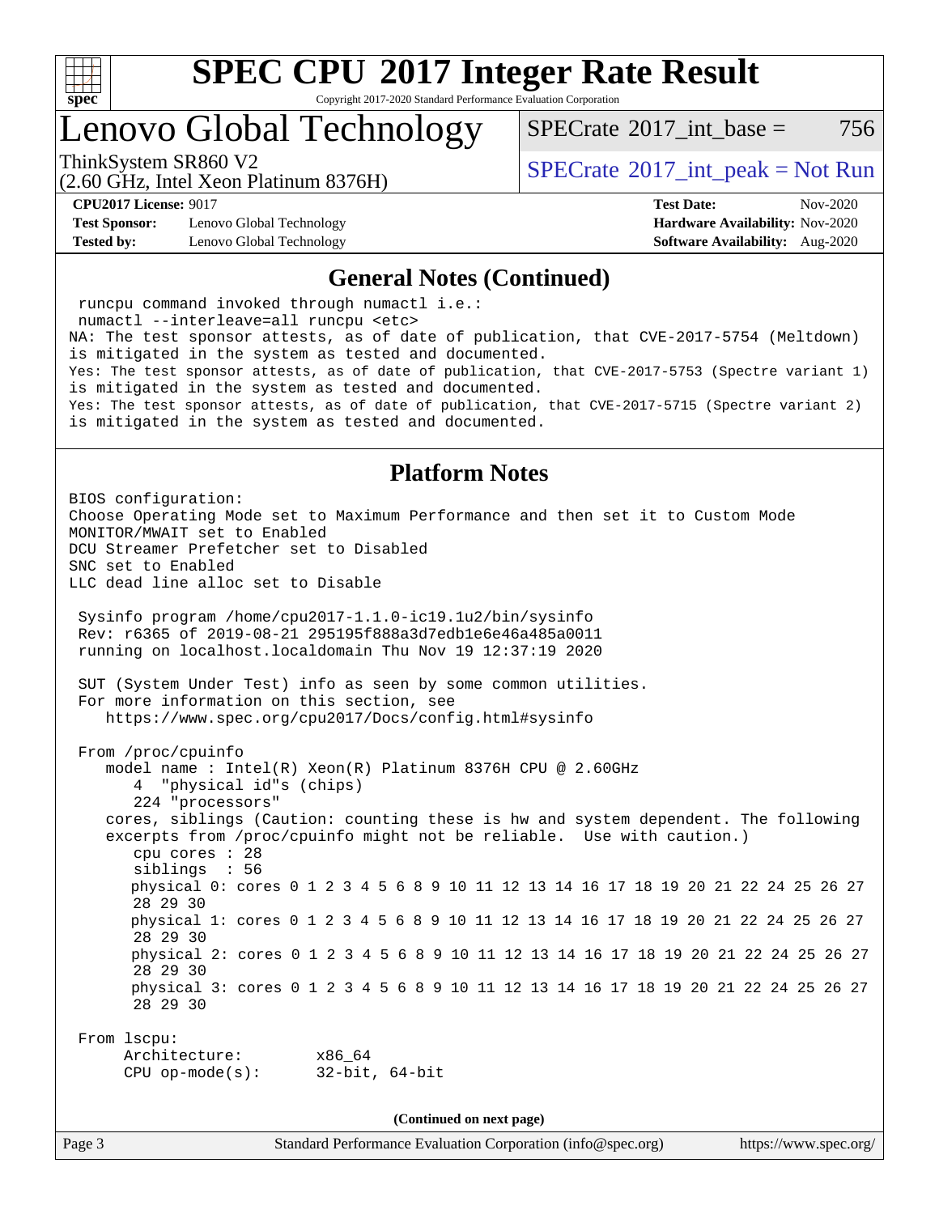# SPEC CPU 2017 Integer Rate Result

Copyright 2017-2020 Standard Performance Evaluation Corporation

## Lenovo Global Technology

ThinkSystem SR860 V2
(2.60 GHz, Intel Xeon Platinum 8376H)

SPECrate 2017_int_base = 756

SPECrate 2017_int_peak = Not Run

**CPU2017 License:** 9017
**Test Sponsor:** Lenovo Global Technology
**Tested by:** Lenovo Global Technology

**Test Date:** Nov-2020
**Hardware Availability:** Nov-2020
**Software Availability:** Aug-2020

### General Notes (Continued)

```
 runcpu command invoked through numactl i.e.:
 numactl --interleave=all runcpu <etc>
NA: The test sponsor attests, as of date of publication, that CVE-2017-5754 (Meltdown)
is mitigated in the system as tested and documented.
Yes: The test sponsor attests, as of date of publication, that CVE-2017-5753 (Spectre variant 1)
is mitigated in the system as tested and documented.
Yes: The test sponsor attests, as of date of publication, that CVE-2017-5715 (Spectre variant 2)
is mitigated in the system as tested and documented.
```

### Platform Notes

```
BIOS configuration:
Choose Operating Mode set to Maximum Performance and then set it to Custom Mode
MONITOR/MWAIT set to Enabled
DCU Streamer Prefetcher set to Disabled
SNC set to Enabled
LLC dead line alloc set to Disable

 Sysinfo program /home/cpu2017-1.1.0-ic19.1u2/bin/sysinfo
 Rev: r6365 of 2019-08-21 295195f888a3d7edb1e6e46a485a0011
 running on localhost.localdomain Thu Nov 19 12:37:19 2020

 SUT (System Under Test) info as seen by some common utilities.
 For more information on this section, see
    https://www.spec.org/cpu2017/Docs/config.html#sysinfo

 From /proc/cpuinfo
    model name : Intel(R) Xeon(R) Platinum 8376H CPU @ 2.60GHz
       4  "physical id"s (chips)
       224 "processors"
    cores, siblings (Caution: counting these is hw and system dependent. The following
    excerpts from /proc/cpuinfo might not be reliable.  Use with caution.)
       cpu cores : 28
       siblings  : 56
       physical 0: cores 0 1 2 3 4 5 6 8 9 10 11 12 13 14 16 17 18 19 20 21 22 24 25 26 27
       28 29 30
       physical 1: cores 0 1 2 3 4 5 6 8 9 10 11 12 13 14 16 17 18 19 20 21 22 24 25 26 27
       28 29 30
       physical 2: cores 0 1 2 3 4 5 6 8 9 10 11 12 13 14 16 17 18 19 20 21 22 24 25 26 27
       28 29 30
       physical 3: cores 0 1 2 3 4 5 6 8 9 10 11 12 13 14 16 17 18 19 20 21 22 24 25 26 27
       28 29 30

 From lscpu:
      Architecture:        x86_64
      CPU op-mode(s):      32-bit, 64-bit
```

(Continued on next page)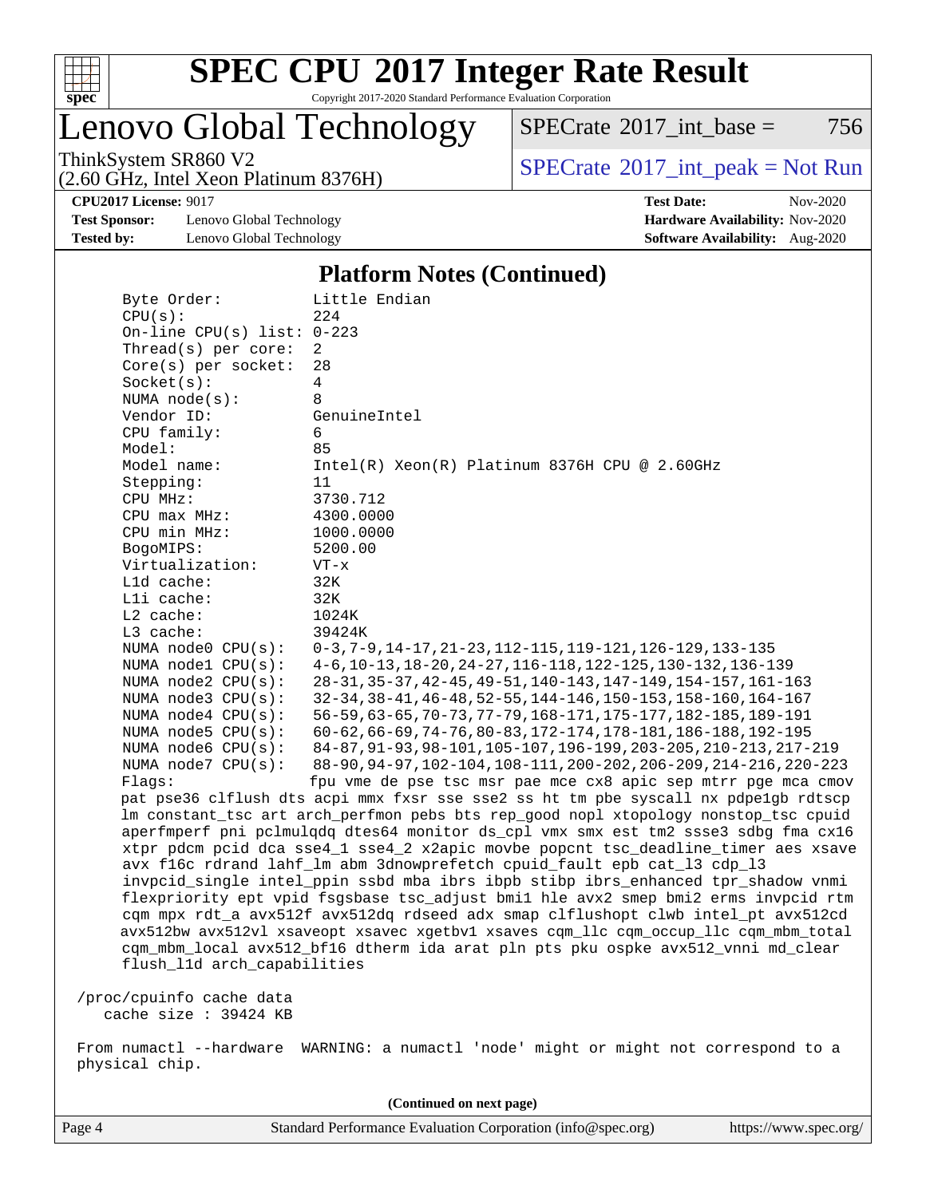# SPEC CPU 2017 Integer Rate Result

Copyright 2017-2020 Standard Performance Evaluation Corporation

## Lenovo Global Technology

ThinkSystem SR860 V2
(2.60 GHz, Intel Xeon Platinum 8376H)

SPECrate 2017_int_base = 756

SPECrate 2017_int_peak = Not Run

**CPU2017 License:** 9017
**Test Sponsor:** Lenovo Global Technology
**Tested by:** Lenovo Global Technology

**Test Date:** Nov-2020
**Hardware Availability:** Nov-2020
**Software Availability:** Aug-2020

### Platform Notes (Continued)

```
    Byte Order:            Little Endian
    CPU(s):                224
    On-line CPU(s) list: 0-223
    Thread(s) per core:  2
    Core(s) per socket:  28
    Socket(s):           4
    NUMA node(s):        8
    Vendor ID:           GenuineIntel
    CPU family:          6
    Model:               85
    Model name:          Intel(R) Xeon(R) Platinum 8376H CPU @ 2.60GHz
    Stepping:            11
    CPU MHz:             3730.712
    CPU max MHz:         4300.0000
    CPU min MHz:         1000.0000
    BogoMIPS:            5200.00
    Virtualization:      VT-x
    L1d cache:           32K
    L1i cache:           32K
    L2 cache:            1024K
    L3 cache:            39424K
    NUMA node0 CPU(s):   0-3,7-9,14-17,21-23,112-115,119-121,126-129,133-135
    NUMA node1 CPU(s):   4-6,10-13,18-20,24-27,116-118,122-125,130-132,136-139
    NUMA node2 CPU(s):   28-31,35-37,42-45,49-51,140-143,147-149,154-157,161-163
    NUMA node3 CPU(s):   32-34,38-41,46-48,52-55,144-146,150-153,158-160,164-167
    NUMA node4 CPU(s):   56-59,63-65,70-73,77-79,168-171,175-177,182-185,189-191
    NUMA node5 CPU(s):   60-62,66-69,74-76,80-83,172-174,178-181,186-188,192-195
    NUMA node6 CPU(s):   84-87,91-93,98-101,105-107,196-199,203-205,210-213,217-219
    NUMA node7 CPU(s):   88-90,94-97,102-104,108-111,200-202,206-209,214-216,220-223
    Flags:               fpu vme de pse tsc msr pae mce cx8 apic sep mtrr pge mca cmov
    pat pse36 clflush dts acpi mmx fxsr sse sse2 ss ht tm pbe syscall nx pdpe1gb rdtscp
    lm constant_tsc art arch_perfmon pebs bts rep_good nopl xtopology nonstop_tsc cpuid
    aperfmperf pni pclmulqdq dtes64 monitor ds_cpl vmx smx est tm2 ssse3 sdbg fma cx16
    xtpr pdcm pcid dca sse4_1 sse4_2 x2apic movbe popcnt tsc_deadline_timer aes xsave
    avx f16c rdrand lahf_lm abm 3dnowprefetch cpuid_fault epb cat_l3 cdp_l3
    invpcid_single intel_ppin ssbd mba ibrs ibpb stibp ibrs_enhanced tpr_shadow vnmi
    flexpriority ept vpid fsgsbase tsc_adjust bmi1 hle avx2 smep bmi2 erms invpcid rtm
    cqm mpx rdt_a avx512f avx512dq rdseed adx smap clflushopt clwb intel_pt avx512cd
    avx512bw avx512vl xsaveopt xsavec xgetbv1 xsaves cqm_llc cqm_occup_llc cqm_mbm_total
    cqm_mbm_local avx512_bf16 dtherm ida arat pln pts pku ospke avx512_vnni md_clear
    flush_l1d arch_capabilities

 /proc/cpuinfo cache data
    cache size : 39424 KB

 From numactl --hardware  WARNING: a numactl 'node' might or might not correspond to a
 physical chip.
```

(Continued on next page)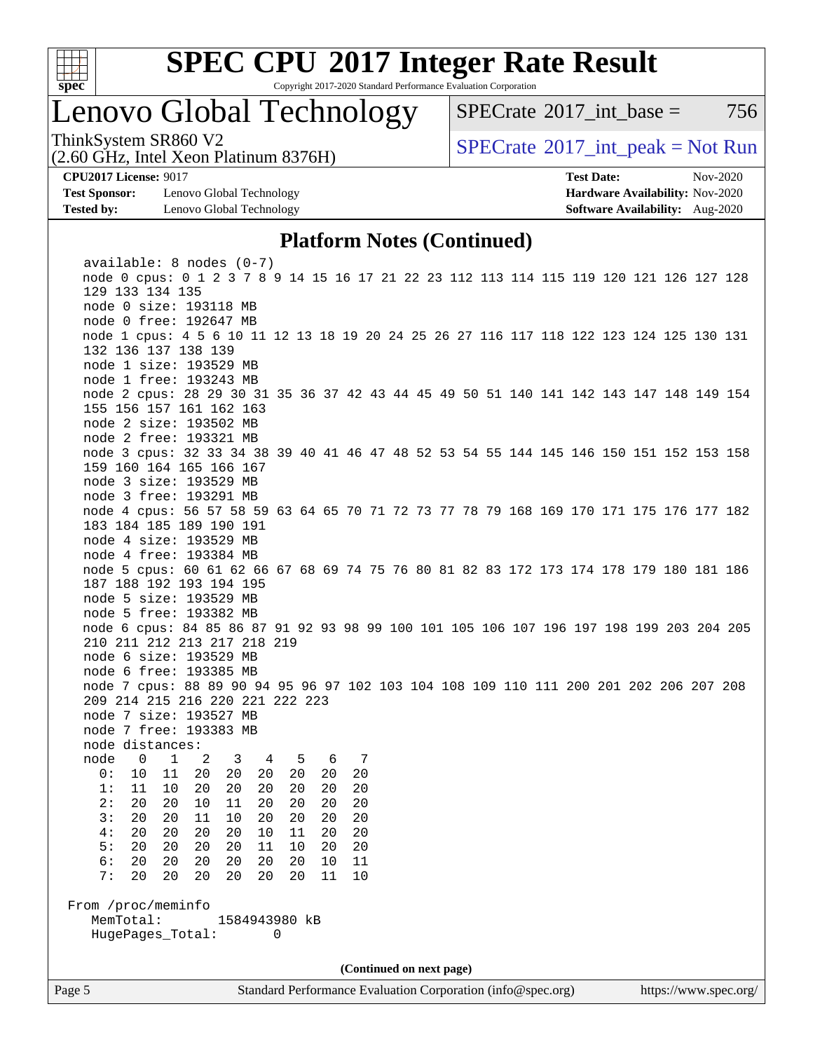# SPEC CPU 2017 Integer Rate Result

Copyright 2017-2020 Standard Performance Evaluation Corporation

## Lenovo Global Technology

ThinkSystem SR860 V2
(2.60 GHz, Intel Xeon Platinum 8376H)

SPECrate 2017_int_base = 756

SPECrate 2017_int_peak = Not Run

**CPU2017 License:** 9017
**Test Sponsor:** Lenovo Global Technology
**Tested by:** Lenovo Global Technology

**Test Date:** Nov-2020
**Hardware Availability:** Nov-2020
**Software Availability:** Aug-2020

### Platform Notes (Continued)

```
    available: 8 nodes (0-7)
    node 0 cpus: 0 1 2 3 7 8 9 14 15 16 17 21 22 23 112 113 114 115 119 120 121 126 127 128
    129 133 134 135
    node 0 size: 193118 MB
    node 0 free: 192647 MB
    node 1 cpus: 4 5 6 10 11 12 13 18 19 20 24 25 26 27 116 117 118 122 123 124 125 130 131
    132 136 137 138 139
    node 1 size: 193529 MB
    node 1 free: 193243 MB
    node 2 cpus: 28 29 30 31 35 36 37 42 43 44 45 49 50 51 140 141 142 143 147 148 149 154
    155 156 157 161 162 163
    node 2 size: 193502 MB
    node 2 free: 193321 MB
    node 3 cpus: 32 33 34 38 39 40 41 46 47 48 52 53 54 55 144 145 146 150 151 152 153 158
    159 160 164 165 166 167
    node 3 size: 193529 MB
    node 3 free: 193291 MB
    node 4 cpus: 56 57 58 59 63 64 65 70 71 72 73 77 78 79 168 169 170 171 175 176 177 182
    183 184 185 189 190 191
    node 4 size: 193529 MB
    node 4 free: 193384 MB
    node 5 cpus: 60 61 62 66 67 68 69 74 75 76 80 81 82 83 172 173 174 178 179 180 181 186
    187 188 192 193 194 195
    node 5 size: 193529 MB
    node 5 free: 193382 MB
    node 6 cpus: 84 85 86 87 91 92 93 98 99 100 101 105 106 107 196 197 198 199 203 204 205
    210 211 212 213 217 218 219
    node 6 size: 193529 MB
    node 6 free: 193385 MB
    node 7 cpus: 88 89 90 94 95 96 97 102 103 104 108 109 110 111 200 201 202 206 207 208
    209 214 215 216 220 221 222 223
    node 7 size: 193527 MB
    node 7 free: 193383 MB
    node distances:
    node   0   1   2   3   4   5   6   7
      0:  10  11  20  20  20  20  20  20
      1:  11  10  20  20  20  20  20  20
      2:  20  20  10  11  20  20  20  20
      3:  20  20  11  10  20  20  20  20
      4:  20  20  20  20  10  11  20  20
      5:  20  20  20  20  11  10  20  20
      6:  20  20  20  20  20  20  10  11
      7:  20  20  20  20  20  20  11  10

 From /proc/meminfo
    MemTotal:       1584943980 kB
    HugePages_Total:       0
```

(Continued on next page)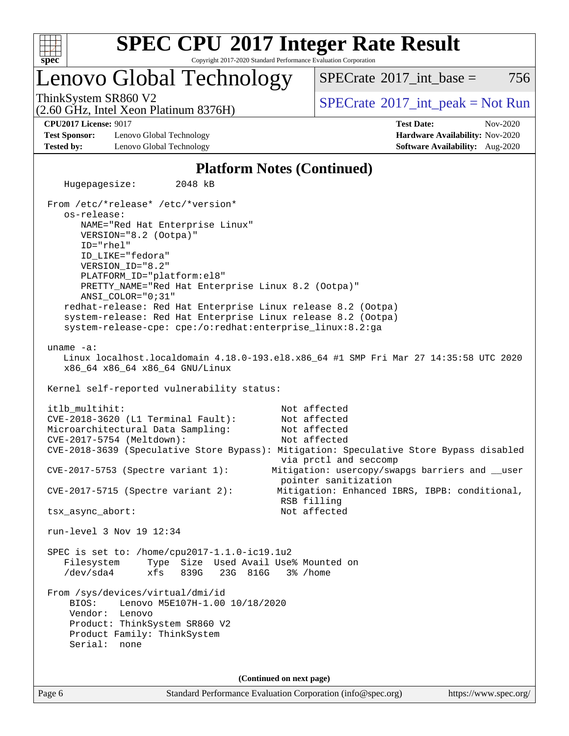# SPEC CPU 2017 Integer Rate Result

Copyright 2017-2020 Standard Performance Evaluation Corporation

## Lenovo Global Technology

ThinkSystem SR860 V2
(2.60 GHz, Intel Xeon Platinum 8376H)

SPECrate 2017_int_base = 756

SPECrate 2017_int_peak = Not Run

**CPU2017 License:** 9017
**Test Sponsor:** Lenovo Global Technology
**Tested by:** Lenovo Global Technology

**Test Date:** Nov-2020
**Hardware Availability:** Nov-2020
**Software Availability:** Aug-2020

### Platform Notes (Continued)

```
    Hugepagesize:       2048 kB

 From /etc/*release* /etc/*version*
    os-release:
       NAME="Red Hat Enterprise Linux"
       VERSION="8.2 (Ootpa)"
       ID="rhel"
       ID_LIKE="fedora"
       VERSION_ID="8.2"
       PLATFORM_ID="platform:el8"
       PRETTY_NAME="Red Hat Enterprise Linux 8.2 (Ootpa)"
       ANSI_COLOR="0;31"
    redhat-release: Red Hat Enterprise Linux release 8.2 (Ootpa)
    system-release: Red Hat Enterprise Linux release 8.2 (Ootpa)
    system-release-cpe: cpe:/o:redhat:enterprise_linux:8.2:ga

 uname -a:
    Linux localhost.localdomain 4.18.0-193.el8.x86_64 #1 SMP Fri Mar 27 14:35:58 UTC 2020
    x86_64 x86_64 x86_64 GNU/Linux

 Kernel self-reported vulnerability status:

 itlb_multihit:                            Not affected
 CVE-2018-3620 (L1 Terminal Fault):        Not affected
 Microarchitectural Data Sampling:         Not affected
 CVE-2017-5754 (Meltdown):                 Not affected
 CVE-2018-3639 (Speculative Store Bypass): Mitigation: Speculative Store Bypass disabled
                                           via prctl and seccomp
 CVE-2017-5753 (Spectre variant 1):       Mitigation: usercopy/swapgs barriers and __user
                                           pointer sanitization
 CVE-2017-5715 (Spectre variant 2):        Mitigation: Enhanced IBRS, IBPB: conditional,
                                           RSB filling
 tsx_async_abort:                          Not affected

 run-level 3 Nov 19 12:34

 SPEC is set to: /home/cpu2017-1.1.0-ic19.1u2
    Filesystem     Type  Size  Used Avail Use% Mounted on
    /dev/sda4      xfs   839G   23G  816G   3% /home

 From /sys/devices/virtual/dmi/id
     BIOS:    Lenovo M5E107H-1.00 10/18/2020
     Vendor:  Lenovo
     Product: ThinkSystem SR860 V2
     Product Family: ThinkSystem
     Serial:  none
```

(Continued on next page)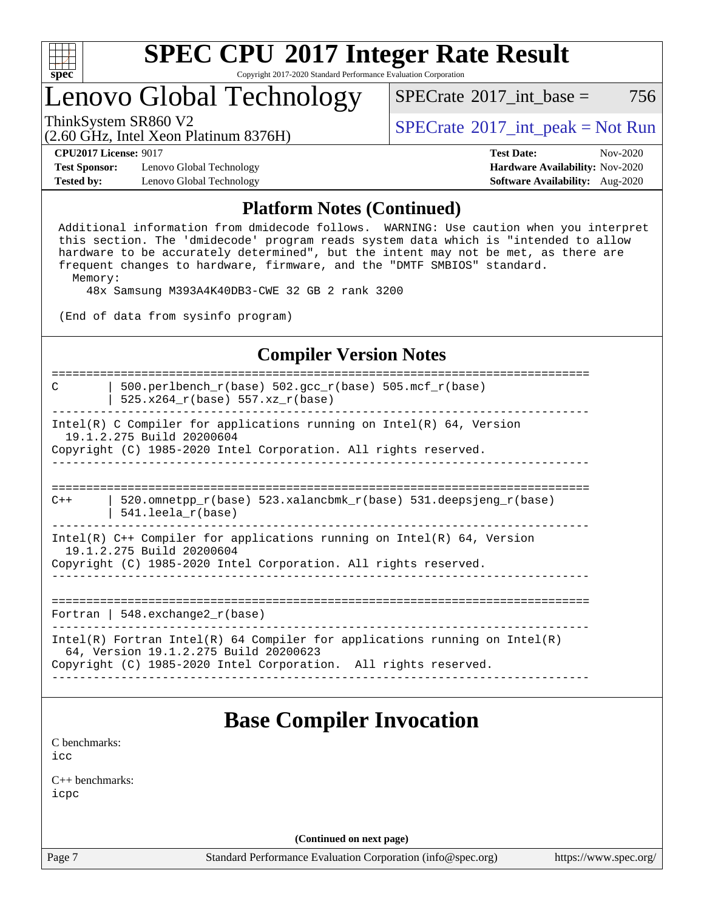## Platform Notes (Continued)

```
Additional information from dmidecode follows.  WARNING: Use caution when you interpret
this section. The 'dmidecode' program reads system data which is "intended to allow
hardware to be accurately determined", but the intent may not be met, as there are
frequent changes to hardware, firmware, and the "DMTF SMBIOS" standard.
  Memory:
    48x Samsung M393A4K40DB3-CWE 32 GB 2 rank 3200

(End of data from sysinfo program)
```

## Compiler Version Notes

```
==============================================================================
C       | 500.perlbench_r(base) 502.gcc_r(base) 505.mcf_r(base)
        | 525.x264_r(base) 557.xz_r(base)
------------------------------------------------------------------------------
Intel(R) C Compiler for applications running on Intel(R) 64, Version
  19.1.2.275 Build 20200604
Copyright (C) 1985-2020 Intel Corporation. All rights reserved.
------------------------------------------------------------------------------

==============================================================================
C++     | 520.omnetpp_r(base) 523.xalancbmk_r(base) 531.deepsjeng_r(base)
        | 541.leela_r(base)
------------------------------------------------------------------------------
Intel(R) C++ Compiler for applications running on Intel(R) 64, Version
  19.1.2.275 Build 20200604
Copyright (C) 1985-2020 Intel Corporation. All rights reserved.
------------------------------------------------------------------------------

==============================================================================
Fortran | 548.exchange2_r(base)
------------------------------------------------------------------------------
Intel(R) Fortran Intel(R) 64 Compiler for applications running on Intel(R)
  64, Version 19.1.2.275 Build 20200623
Copyright (C) 1985-2020 Intel Corporation.  All rights reserved.
------------------------------------------------------------------------------
```

## Base Compiler Invocation

C benchmarks:
icc

C++ benchmarks:
icpc

(Continued on next page)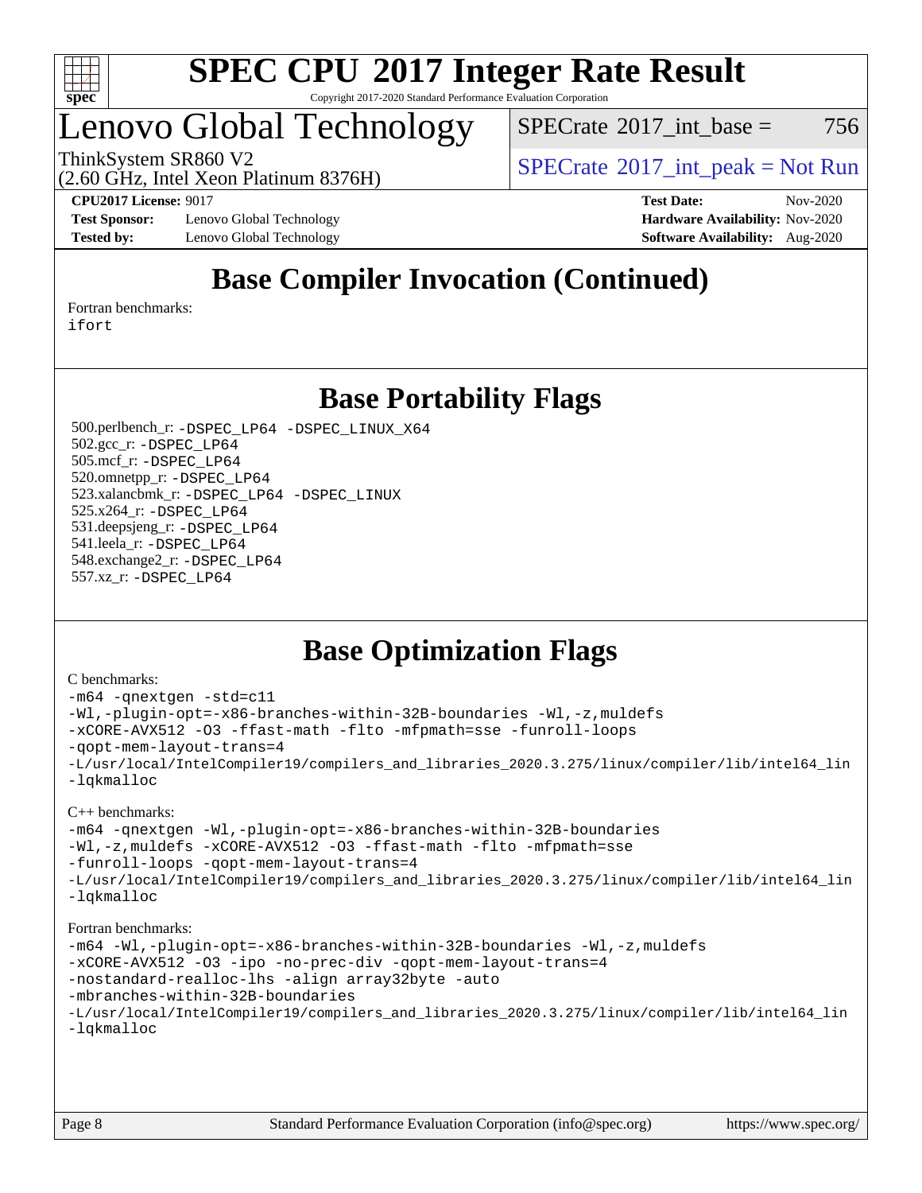# SPEC CPU 2017 Integer Rate Result

Copyright 2017-2020 Standard Performance Evaluation Corporation

# Lenovo Global Technology

ThinkSystem SR860 V2
(2.60 GHz, Intel Xeon Platinum 8376H)

SPECrate 2017_int_base = 756

SPECrate 2017_int_peak = Not Run

**CPU2017 License:** 9017
**Test Sponsor:** Lenovo Global Technology
**Tested by:** Lenovo Global Technology

**Test Date:** Nov-2020
**Hardware Availability:** Nov-2020
**Software Availability:** Aug-2020

## Base Compiler Invocation (Continued)

Fortran benchmarks:
ifort

## Base Portability Flags

500.perlbench_r: -DSPEC_LP64 -DSPEC_LINUX_X64
502.gcc_r: -DSPEC_LP64
505.mcf_r: -DSPEC_LP64
520.omnetpp_r: -DSPEC_LP64
523.xalancbmk_r: -DSPEC_LP64 -DSPEC_LINUX
525.x264_r: -DSPEC_LP64
531.deepsjeng_r: -DSPEC_LP64
541.leela_r: -DSPEC_LP64
548.exchange2_r: -DSPEC_LP64
557.xz_r: -DSPEC_LP64

## Base Optimization Flags

C benchmarks:

```
-m64 -qnextgen -std=c11
-Wl,-plugin-opt=-x86-branches-within-32B-boundaries -Wl,-z,muldefs
-xCORE-AVX512 -O3 -ffast-math -flto -mfpmath=sse -funroll-loops
-qopt-mem-layout-trans=4
-L/usr/local/IntelCompiler19/compilers_and_libraries_2020.3.275/linux/compiler/lib/intel64_lin
-lqkmalloc
```

C++ benchmarks:

```
-m64 -qnextgen -Wl,-plugin-opt=-x86-branches-within-32B-boundaries
-Wl,-z,muldefs -xCORE-AVX512 -O3 -ffast-math -flto -mfpmath=sse
-funroll-loops -qopt-mem-layout-trans=4
-L/usr/local/IntelCompiler19/compilers_and_libraries_2020.3.275/linux/compiler/lib/intel64_lin
-lqkmalloc
```

Fortran benchmarks:

```
-m64 -Wl,-plugin-opt=-x86-branches-within-32B-boundaries -Wl,-z,muldefs
-xCORE-AVX512 -O3 -ipo -no-prec-div -qopt-mem-layout-trans=4
-nostandard-realloc-lhs -align array32byte -auto
-mbranches-within-32B-boundaries
-L/usr/local/IntelCompiler19/compilers_and_libraries_2020.3.275/linux/compiler/lib/intel64_lin
-lqkmalloc
```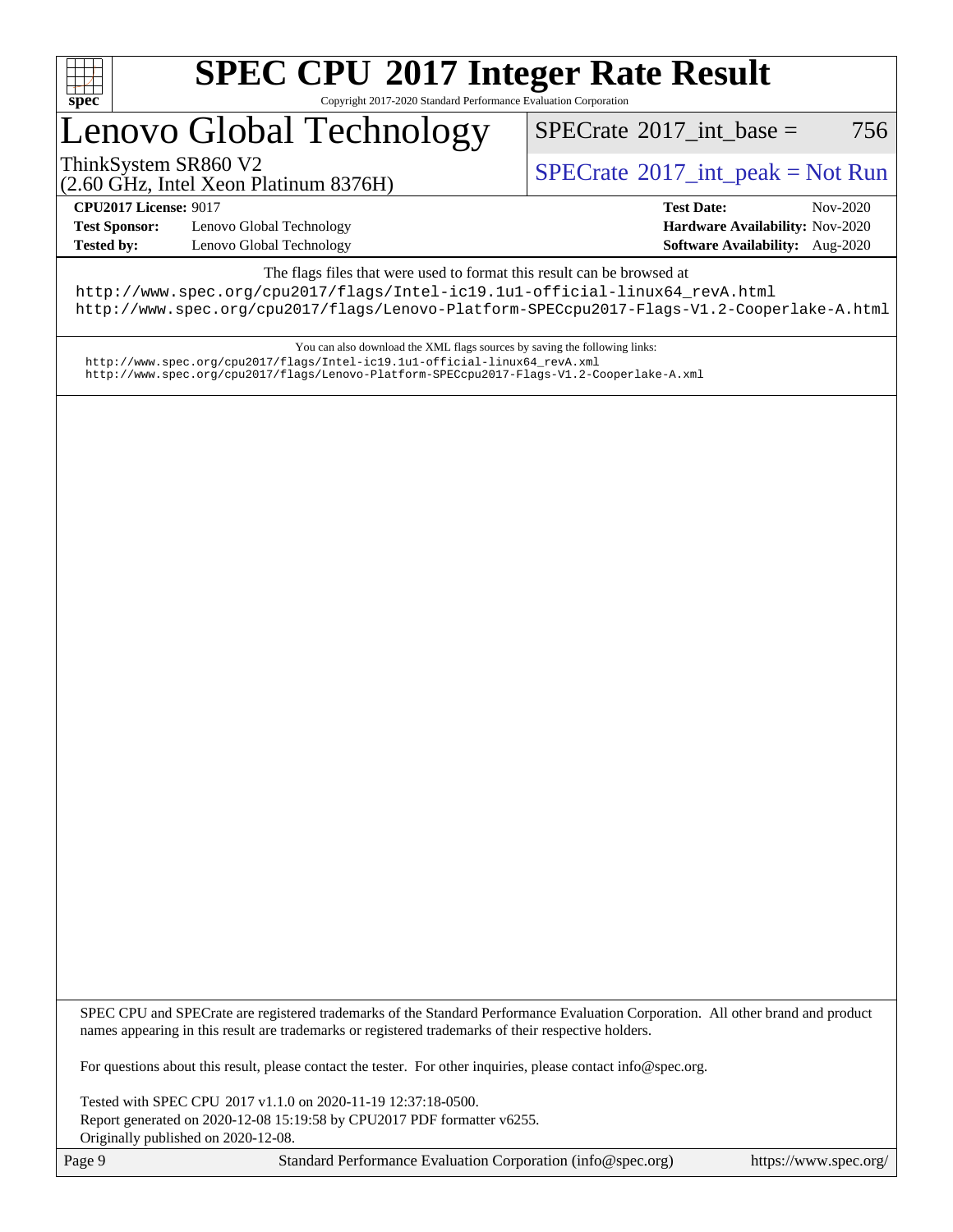The flags files that were used to format this result can be browsed at

http://www.spec.org/cpu2017/flags/Intel-ic19.1u1-official-linux64_revA.html
http://www.spec.org/cpu2017/flags/Lenovo-Platform-SPECcpu2017-Flags-V1.2-Cooperlake-A.html

You can also download the XML flags sources by saving the following links:

http://www.spec.org/cpu2017/flags/Intel-ic19.1u1-official-linux64_revA.xml
http://www.spec.org/cpu2017/flags/Lenovo-Platform-SPECcpu2017-Flags-V1.2-Cooperlake-A.xml

SPEC CPU and SPECrate are registered trademarks of the Standard Performance Evaluation Corporation. All other brand and product names appearing in this result are trademarks or registered trademarks of their respective holders.

For questions about this result, please contact the tester. For other inquiries, please contact info@spec.org.

Tested with SPEC CPU 2017 v1.1.0 on 2020-11-19 12:37:18-0500.
Report generated on 2020-12-08 15:19:58 by CPU2017 PDF formatter v6255.
Originally published on 2020-12-08.